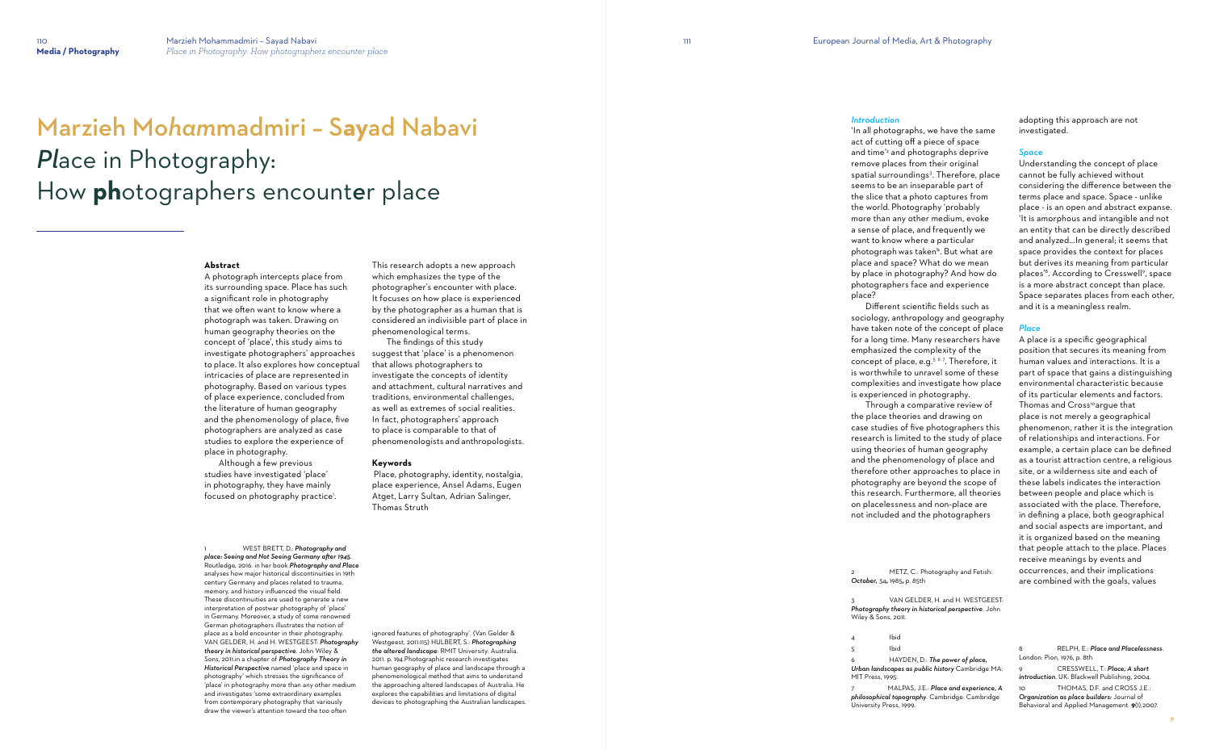# Marzieh Mohammadmiri – Sayad Nabavi

# *Pl*ace in Photography: How **ph**otographers encounter place

### Abstract

A photograph intercepts place from its surrounding space. Place has such a significant role in photography that we often want to know where a photograph was taken. Drawing on human geography theories on the concept of 'place', this study aims to investigate photographers' approaches to place. It also explores how conceptual intricacies of place are represented in photography. Based on various types of place experience, concluded from the literature of human geography and the phenomenology of place, five photographers are analyzed as case studies to explore the experience of place in photography.

Although a few previous studies have investigated 'place' in photography, they have mainly focused on photography practice[1]. This research adopts a new approach which emphasizes the type of the photographer's encounter with place. It focuses on how place is experienced by the photographer as a human that is considered an indivisible part of place in phenomenological terms.

The findings of this study suggest that 'place' is a phenomenon that allows photographers to investigate the concepts of identity and attachment, cultural narratives and traditions, environmental challenges, as well as extremes of social realities. In fact, photographers' approach to place is comparable to that of phenomenologists and anthropologists.

### Keywords

Place, photography, identity, nostalgia, place experience, Ansel Adams, Eugen Atget, Larry Sultan, Adrian Salinger, Thomas Struth

### *Introduction*

'In all photographs, we have the same act of cutting off a piece of space and time'[2] and photographs deprive remove places from their original spatial surroundings[3]. Therefore, place seems to be an inseparable part of the slice that a photo captures from the world. Photography 'probably more than any other medium, evoke a sense of place, and frequently we want to know where a particular photograph was taken'[4]. But what are place and space? What do we mean by place in photography? And how do photographers face and experience place?

Different scientific fields such as sociology, anthropology and geography have taken note of the concept of place for a long time. Many researchers have emphasized the complexity of the concept of place, e.g.[5 6 7]. Therefore, it is worthwhile to unravel some of these complexities and investigate how place is experienced in photography.

Through a comparative review of the place theories and drawing on case studies of five photographers this research is limited to the study of place using theories of human geography and the phenomenology of place and therefore other approaches to place in photography are beyond the scope of this research. Furthermore, all theories on placelessness and non-place are not included and the photographers adopting this approach are not investigated.

### *Space*

Understanding the concept of place cannot be fully achieved without considering the difference between the terms place and space. Space - unlike place - is an open and abstract expanse. 'It is amorphous and intangible and not an entity that can be directly described and analyzed…In general; it seems that space provides the context for places but derives its meaning from particular places'[8]. According to Cresswell[9], space is a more abstract concept than place. Space separates places from each other, and it is a meaningless realm.

### *Place*

A place is a specific geographical position that secures its meaning from human values and interactions. It is a part of space that gains a distinguishing environmental characteristic because of its particular elements and factors. Thomas and Cross[10] argue that place is not merely a geographical phenomenon, rather it is the integration of relationships and interactions. For example, a certain place can be defined as a tourist attraction centre, a religious site, or a wilderness site and each of these labels indicates the interaction between people and place which is associated with the place. Therefore, in defining a place, both geographical and social aspects are important, and it is organized based on the meaning that people attach to the place. Places receive meanings by events and occurrences, and their implications are combined with the goals, values

---

1 WEST BRETT, D.: *Photography and place: Seeing and Not Seeing Germany after 1945*. Routledge, 2016. in her book *Photography and Place* analyses how major historical discontinuities in 19th century Germany and places related to trauma, memory, and history influenced the visual field. These discontinuities are used to generate a new interpretation of postwar photography of 'place' in Germany. Moreover, a study of some renowned German photographers illustrates the notion of place as a bold encounter in their photography. VAN GELDER, H. and H. WESTGEEST: *Photography theory in historical perspective*. John Wiley & Sons, 2011.in a chapter of *Photography Theory in Historical Perspective* named 'place and space in photography' which stresses the significance of 'place' in photography more than any other medium and investigates 'some extraordinary examples from contemporary photography that variously draw the viewer's attention toward the too often ignored features of photography'. (Van Gelder & Westgeest, 2011:115) HULBERT, S.: *Photographing the altered landscape*: RMIT University: Australia. 2011. p. 194.Photographic research investigates human geography of place and landscape through a phenomenological method that aims to understand the approaching altered landscapes of Australia. He explores the capabilities and limitations of digital devices to photographing the Australian landscapes.

2 METZ, C.: Photography and Fetish: *October*, 34, 1985, p. 85th

3 VAN GELDER, H. and H. WESTGEEST: *Photography theory in historical perspective*. John Wiley & Sons, 2011.

4 Ibid

5 Ibid

6 HAYDEN, D.: *The power of place, Urban landscapes as public history* Cambridge MA: MIT Press, 1995.

7 MALPAS, J.E.: *Place and experience, A philosophical topography*. Cambridge: Cambridge University Press, 1999.

8 RELPH, E.: *Place and Placelessness*. London: Pion, 1976, p. 8th

9 CRESSWELL, T.: *Place, A short introduction*. UK: Blackwell Publishing, 2004.

10 THOMAS, D.F. and CROSS J.E.: *Organization as place builders:* Journal of Behavioral and Applied Management. **9**(1),2007.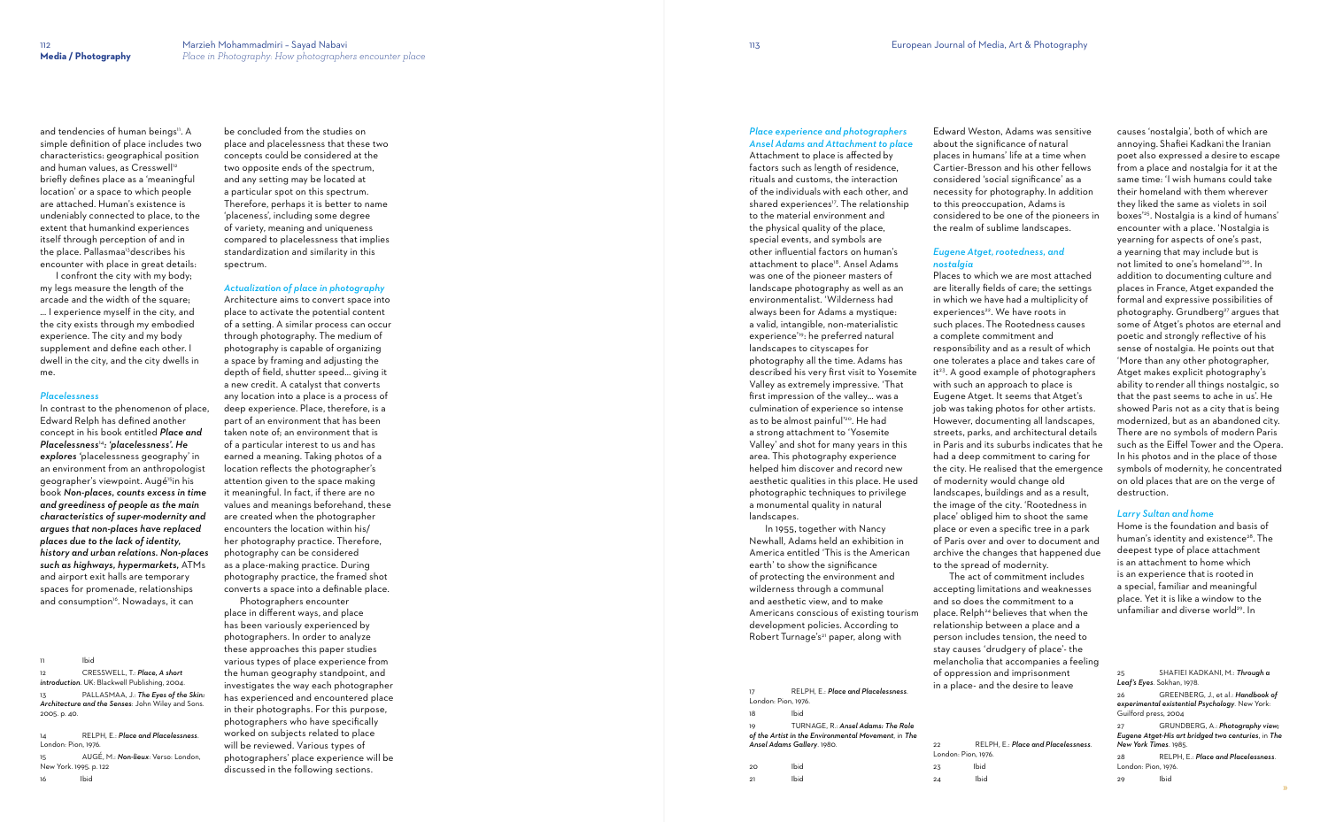and tendencies of human beings[11]. A simple definition of place includes two characteristics: geographical position and human values, as Cresswell[12] briefly defines place as a 'meaningful location' or a space to which people are attached. Human's existence is undeniably connected to place, to the extent that humankind experiences itself through perception of and in the place. Pallasmaa[13]describes his encounter with place in great details:

I confront the city with my body; my legs measure the length of the arcade and the width of the square; ... I experience myself in the city, and the city exists through my embodied experience. The city and my body supplement and define each other. I dwell in the city, and the city dwells in me.

### *Placelessness*

In contrast to the phenomenon of place, Edward Relph has defined another concept in his book entitled ***Place and Placelessness***[14]***: 'placelessness'. He explores '***placelessness geography' in an environment from an anthropologist geographer's viewpoint. Augé[15]in his book ***Non-places, counts excess in time and greediness of people as the main characteristics of super-modernity and argues that non-places have replaced places due to the lack of identity, history and urban relations. Non-places such as highways, hypermarkets,*** ATMs and airport exit halls are temporary spaces for promenade, relationships and consumption[16]. Nowadays, it can be concluded from the studies on place and placelessness that these two concepts could be considered at the two opposite ends of the spectrum, and any setting may be located at a particular spot on this spectrum. Therefore, perhaps it is better to name 'placeness', including some degree of variety, meaning and uniqueness compared to placelessness that implies standardization and similarity in this spectrum.

### *Actualization of place in photography*

Architecture aims to convert space into place to activate the potential content of a setting. A similar process can occur through photography. The medium of photography is capable of organizing a space by framing and adjusting the depth of field, shutter speed... giving it a new credit. A catalyst that converts any location into a place is a process of deep experience. Place, therefore, is a part of an environment that has been taken note of; an environment that is of a particular interest to us and has earned a meaning. Taking photos of a location reflects the photographer's attention given to the space making it meaningful. In fact, if there are no values and meanings beforehand, these are created when the photographer encounters the location within his/her photography practice. Therefore, photography can be considered as a place-making practice. During photography practice, the framed shot converts a space into a definable place.

Photographers encounter place in different ways, and place has been variously experienced by photographers. In order to analyze these approaches this paper studies various types of place experience from the human geography standpoint, and investigates the way each photographer has experienced and encountered place in their photographs. For this purpose, photographers who have specifically worked on subjects related to place will be reviewed. Various types of photographers' place experience will be discussed in the following sections.

### *Place experience and photographers Ansel Adams and Attachment to place*

Attachment to place is affected by factors such as length of residence, rituals and customs, the interaction of the individuals with each other, and shared experiences[17]. The relationship to the material environment and the physical quality of the place, special events, and symbols are other influential factors on human's attachment to place[18]. Ansel Adams was one of the pioneer masters of landscape photography as well as an environmentalist. 'Wilderness had always been for Adams a mystique: a valid, intangible, non-materialistic experience'[19]: he preferred natural landscapes to cityscapes for photography all the time. Adams has described his very first visit to Yosemite Valley as extremely impressive. 'That first impression of the valley... was a culmination of experience so intense as to be almost painful'[20]. He had a strong attachment to 'Yosemite Valley' and shot for many years in this area. This photography experience helped him discover and record new aesthetic qualities in this place. He used photographic techniques to privilege a monumental quality in natural landscapes.

In 1955, together with Nancy Newhall, Adams held an exhibition in America entitled 'This is the American earth' to show the significance of protecting the environment and wilderness through a communal and aesthetic view, and to make Americans conscious of existing tourism development policies. According to Robert Turnage's[21] paper, along with Edward Weston, Adams was sensitive about the significance of natural places in humans' life at a time when Cartier-Bresson and his other fellows considered 'social significance' as a necessity for photography. In addition to this preoccupation, Adams is considered to be one of the pioneers in the realm of sublime landscapes.

### *Eugene Atget, rootedness, and nostalgia*

Places to which we are most attached are literally fields of care; the settings in which we have had a multiplicity of experiences[22]. We have roots in such places. The Rootedness causes a complete commitment and responsibility and as a result of which one tolerates a place and takes care of it[23]. A good example of photographers with such an approach to place is Eugene Atget. It seems that Atget's job was taking photos for other artists. However, documenting all landscapes, streets, parks, and architectural details in Paris and its suburbs indicates that he had a deep commitment to caring for the city. He realised that the emergence of modernity would change old landscapes, buildings and as a result, the image of the city. 'Rootedness in place' obliged him to shoot the same place or even a specific tree in a park of Paris over and over to document and archive the changes that happened due to the spread of modernity.

The act of commitment includes accepting limitations and weaknesses and so does the commitment to a place. Relph[24] believes that when the relationship between a place and a person includes tension, the need to stay causes 'drudgery of place'- the melancholia that accompanies a feeling of oppression and imprisonment in a place- and the desire to leave causes 'nostalgia', both of which are annoying. Shafiei Kadkani the Iranian poet also expressed a desire to escape from a place and nostalgia for it at the same time: 'I wish humans could take their homeland with them wherever they liked the same as violets in soil boxes'[25]. Nostalgia is a kind of humans' encounter with a place. 'Nostalgia is yearning for aspects of one's past, a yearning that may include but is not limited to one's homeland'[26]. In addition to documenting culture and places in France, Atget expanded the formal and expressive possibilities of photography. Grundberg[27] argues that some of Atget's photos are eternal and poetic and strongly reflective of his sense of nostalgia. He points out that 'More than any other photographer, Atget makes explicit photography's ability to render all things nostalgic, so that the past seems to ache in us'. He showed Paris not as a city that is being modernized, but as an abandoned city. There are no symbols of modern Paris such as the Eiffel Tower and the Opera. In his photos and in the place of those symbols of modernity, he concentrated on old places that are on the verge of destruction.

### *Larry Sultan and home*

Home is the foundation and basis of human's identity and existence[28]. The deepest type of place attachment is an attachment to home which is an experience that is rooted in a special, familiar and meaningful place. Yet it is like a window to the unfamiliar and diverse world[29]. In

---

11 Ibid

12 CRESSWELL, T.: *Place, A short introduction*. UK: Blackwell Publishing, 2004.

13 PALLASMAA, J.: *The Eyes of the Skin: Architecture and the Senses*: John Wiley and Sons. 2005. p. 40.

14 RELPH, E.: *Place and Placelessness*. London: Pion, 1976.

15 AUGÉ, M.: *Non-lieux*: Verso: London, New York. 1995. p. 122

16 Ibid

17 RELPH, E.: *Place and Placelessness*. London: Pion, 1976.

18 Ibid

19 TURNAGE, R.: *Ansel Adams: The Role of the Artist in the Environmental Movement*, in *The Ansel Adams Gallery*. 1980.

20 Ibid

21 Ibid

22 RELPH, E.: *Place and Placelessness*. London: Pion, 1976.

23 Ibid

24 Ibid

25 SHAFIEI KADKANI, M.: *Through a Leaf's Eyes*. Sokhan, 1978.

26 GREENBERG, J., et al.: *Handbook of experimental existential Psychology*. New York: Guilford press, 2004

27 GRUNDBERG, A.: *Photography view; Eugene Atget-His art bridged two centuries*, in *The New York Times*. 1985.

28 RELPH, E.: *Place and Placelessness*. London: Pion, 1976.

29 Ibid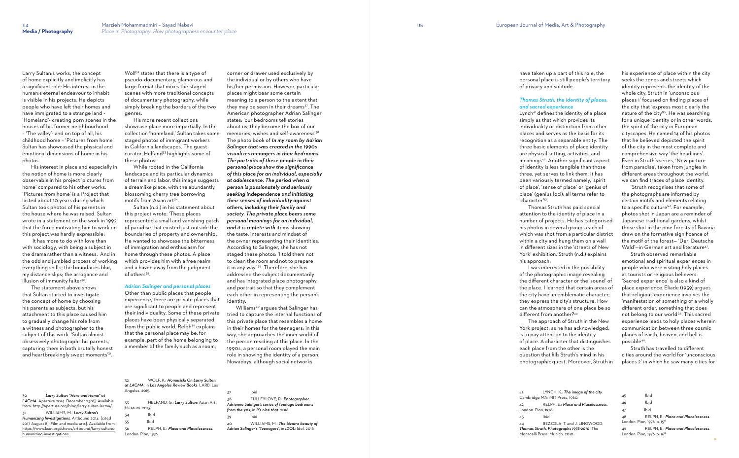Larry Sultan›s works, the concept of home explicitly and implicitly has a significant role: His interest in the human›s eternal endeavour to inhabit is visible in his projects. He depicts people who have left their homes and have immigrated to a strange land - 'Homeland'- creating porn scenes in the houses of his former neighbourhood – 'The valley'- and on top of all, his childhood home – 'Pictures from home'. Sultan has showcased the physical and emotional dimensions of home in his photos.

His interest in place and especially in the notion of home is more clearly observable in his project 'pictures from home' compared to his other works. 'Pictures from home' is a Project that lasted about 10 years during which Sultan took photos of his parents in the house where he was raised. Sultan wrote in a statement on the work in 1992 that the force motivating him to work on this project was hardly expressible:

It has more to do with love than with sociology, with being a subject in the drama rather than a witness. And in the odd and jumbled process of working everything shifts; the boundaries blur, my distance slips; the arrogance and illusion of immunity falter[30].

The statement above shows that Sultan started to investigate the concept of home by choosing his parents as subjects, but his attachment to this place caused him to gradually change his role from a witness and photographer to the subject of this work. 'Sultan almost obsessively photographs his parents, capturing them in both brutally honest and heartbreakingly sweet moments'[31].

Wolf[32] states that there is a type of pseudo-documentary, glamorous and large format that mixes the staged scenes with more traditional concepts of documentary photography, while simply breaking the borders of the two genres.

His more recent collections showcase place more impartially. In the collection 'homeland,' Sultan takes some staged photos of immigrant workers in California landscapes. The guest curator, Helfand[33] highlights some of these photos:

While rooted in the California landscape and its particular dynamics of terrain and labor, this image suggests a dreamlike place, with the abundantly blossoming cherry tree borrowing motifs from Asian art[34].

Sultan (n.d.) in his statement about this project wrote: 'These places represented a small and vanishing patch of paradise that existed just outside the boundaries of property and ownership'. He wanted to showcase the bitterness of immigration and enthusiasm for home through these photos. A place which provides him with a free realm and a haven away from the judgment of others[35].

### *Adrian Salinger and personal places*

Other than public places that people experience, there are private places that are significant to people and represent their individuality. Some of these private places have been physically separated from the public world. Relph[36] explains that the personal place may be, for example, part of the home belonging to a member of the family such as a room, corner or drawer used exclusively by the individual or by others who have his/her permission. However, particular places might bear some certain meaning to a person to the extent that they may be seen in their dreams[37]. The American photographer Adrian Salinger states: 'our bedrooms tell stories about us; they become the box of our memories, wishes and self-awareness'[38] The photo book of ***In my room by Adrian Salinger that was created in the 1990s visualizes teenagers in their bedrooms. The portraits of these people in their personal place show the significance of this place for an individual, especially at adolescence. The period when a person is passionately and seriously seeking independence and initiating their senses of individuality against others, including their family and society. The private place bears some personal meanings for an individual, and it is replete with*** items showing the taste, interests and mindset of the owner representing their identities. According to Salinger, she has not staged these photos: 'I told them not to clean the room and not to prepare it in any way' [39]. Therefore, she has addressed the subject documentarily and has integrated place photography and portrait so that they complement each other in representing the person's identity.

Williams[40] argues that Salinger has tried to capture the internal functions of this private place that resembles a home for the teenagers; in this way, she approaches the inner world of the person residing at this place. In the 1990s, a personal room played the main role in showing the identity of a person. Nowadays, although social networks have taken up a part of this role, the personal place is still people's territory of privacy and solitude.

### *Thomas Struth, the identity of places, and sacred experience*

Lynch[41] defines the identity of a place simply as that which provides its individuality or distinction from other places and serves as the basis for its recognition as a separable entity. The three basic elements of place identity are physical setting, activities, and meanings[42]. Another significant aspect of identity is less tangible than those three, yet serves to link them: It has been variously termed namely, 'spirit of place', 'sense of place' or 'genius of place' (genius loci); all terms refer to 'character'[43].

Thomas Struth has paid special attention to the identity of place in a number of projects. He has categorised his photos in several groups each of which was shot from a particular district within a city and hung them on a wall in different sizes in the 'streets of New York' exhibition. Struth (n.d.) explains his approach:

I was interested in the possibility of the photographic image revealing the different character or the 'sound' of the place. I learned that certain areas of the city have an emblematic character; they express the city's structure. How can the atmosphere of one place be so different from another?[44]

The approach of Struth in the New York project, as he has acknowledged, is to pay attention to the identity of place. A character that distinguishes each place from the other is the question that fills Struth's mind in his photographic quest. Moreover, Struth in his experience of place within the city seeks the zones and streets which identity represents the identity of the whole city. Struth in 'unconscious places 1' focused on finding places of the city that 'express most clearly the nature of the city'[45]. He was searching for a unique identity or in other words, the spirit of the city in European cityscapes. He named 14 of his photos that he believed depicted the spirit of the city in the most complete and comprehensive way 'the headlines'. Even in Struth's series, 'New picture from paradise', taken from jungles in different areas throughout the world, we can find traces of place identity.

'Struth recognises that some of the photographs are informed by certain motifs and elements relating to a specific culture'[46]. For example, photos shot in Japan are a reminder of Japanese traditional gardens, whilst those shot in the pine forests of Bavaria draw on the formative significance of the motif of the forest— 'Der Deutsche Wald'—in German art and literature[47].

Struth observed remarkable emotional and spiritual experiences in people who were visiting holy places as tourists or religious believers. 'Sacred experience' is also a kind of place experience. Eliade (1959) argues that religious experience involves the 'manifestation of something of a wholly different order, something that does not belong to our world'[48]. This sacred experience leads to holy places wherein communication between three cosmic planes of earth, heaven, and hell is possible[49].

Struth has travelled to different cities around the world for 'unconscious places 2' in which he saw many cities for

---

30 *Larry Sultan "Here and Home" at LACMA*. Aperture 2014 December 23rd]; Available from: http://aperture.org/blog/larry-sultan-lacma/.

31 WILLIAMS, M.: *Larry Sultan's Humanizing Investigations*. Artbound 2014 [cited 2017 August 8]; Film and media arts]. Available from: https://www.kcet.org/shows/artbound/larry-sultans-humanizing-investigations.

32 WOLF, K.: *Homesick: On Larry Sultan at LACMA*, in *Los Angeles Review Books*: LARB: Los Angeles. 2015.

33 HELFAND, G.: *Larry Sultan*: Asian Art Museum. 2013.

34 Ibid

35 Ibid

36 RELPH, E.: *Place and Placelessness*. London: Pion, 1976.

37 Ibid

38 FULLEYLOVE, R.: *Photographer Adrienne Salinger's series of teenage bedrooms from the 90s*, in *It's nice that*. 2016.

39 Ibid

40 WILLIAMS, M.: *The bizarre beauty of Adrian Salinger's 'Teenagers'*, in *IDOL*: Idol. 2016.

41 LYNCH, K.: *The image of the city*. Cambridge MA: MIT Press, 1960.

42 RELPH, E.: *Place and Placelessness*. London: Pion, 1976.

43 Ibid

44 BEZZOLA, T. and LINGWOOD: *Thomas Struth, Photographs 1978-2010*: The Monacelli Press: Munich. 2010.

45 Ibid

46 Ibid

47 Ibid

48 RELPH, E.: *Place and Placelessness*. London: Pion, 1976, p. 15[14]

49 RELPH, E.: *Place and Placelessness*. London: Pion, 1976, p. 16[14]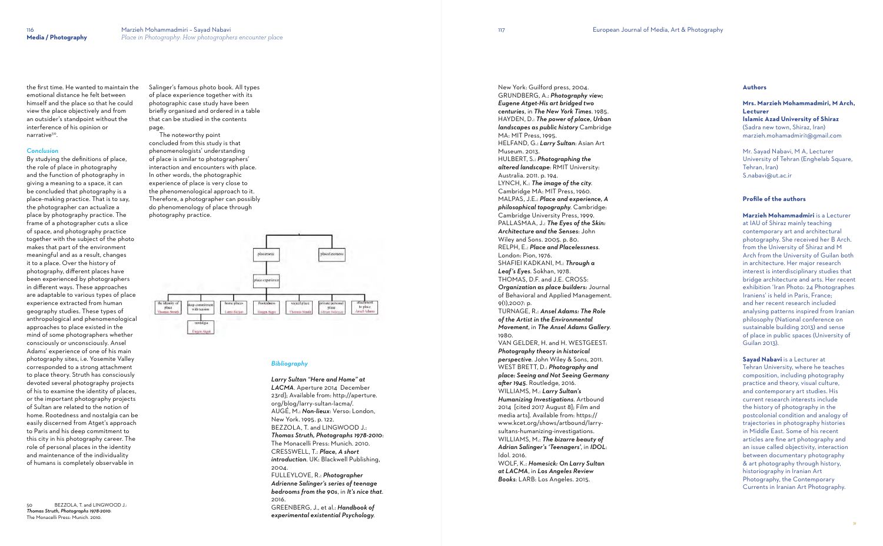the first time. He wanted to maintain the emotional distance he felt between himself and the place so that he could view the place objectively and from an outsider's standpoint without the interference of his opinion or narrative[50].

### *Conclusion*

By studying the definitions of place, the role of place in photography and the function of photography in giving a meaning to a space, it can be concluded that photography is a place-making practice. That is to say, the photographer can actualize a place by photography practice. The frame of a photographer cuts a slice of space, and photography practice together with the subject of the photo makes that part of the environment meaningful and as a result, changes it to a place. Over the history of photography, different places have been experienced by photographers in different ways. These approaches are adaptable to various types of place experience extracted from human geography studies. These types of anthropological and phenomenological approaches to place existed in the mind of some photographers whether consciously or unconsciously. Ansel Adams' experience of one of his main photography sites, i.e. Yosemite Valley corresponded to a strong attachment to place theory. Struth has consciously devoted several photography projects of his to examine the identity of places, or the important photography projects of Sultan are related to the notion of home. Rootedness and nostalgia can be easily discerned from Atget's approach to Paris and his deep commitment to this city in his photography career. The role of personal places in the identity and maintenance of the individuality of humans is completely observable in Salinger's famous photo book. All types of place experience together with its photographic case study have been briefly organised and ordered in a table that can be studied in the contents page.

The noteworthy point concluded from this study is that phenomenologists' understanding of place is similar to photographers' interaction and encounters with place. In other words, the photographic experience of place is very close to the phenomenological approach to it. Therefore, a photographer can possibly do phenomenology of place through photography practice.

placeness
placelessness
place experience
the identity of place
Thomas Struth
deep commitment with tension
nostalgia
Eugen Atget
home places
Larry Sultan
Rootedness
Eugen Atget
sacred place
Thomas Struth
private-personal place
Adrian Salinger
attachment to place
Ansel Adams

50 BEZZOLA, T. and LINGWOOD J.: *Thomas Struth, Photographs 1978-2010*: The Monacelli Press: Munich. 2010.

### *Bibliography*

***Larry Sultan "Here and Home" at LACMA***. Aperture 2014 December 23rd]; Available from: http://aperture.org/blog/larry-sultan-lacma/.
AUGÉ, M.: ***Non-lieux***: Verso: London, New York. 1995. p. 122.
BEZZOLA, T. and LINGWOOD J.: ***Thomas Struth, Photographs 1978-2010***: The Monacelli Press: Munich. 2010.
CRESSWELL, T.: ***Place, A short introduction***. UK: Blackwell Publishing, 2004.
FULLEYLOVE, R.: ***Photographer Adrienne Salinger's series of teenage bedrooms from the 90s***, in ***It's nice that***. 2016.
GREENBERG, J., et al.: ***Handbook of experimental existential Psychology***. New York: Guilford press, 2004.
GRUNDBERG, A.: ***Photography view; Eugene Atget-His art bridged two centuries***, in ***The New York Times***. 1985.
HAYDEN, D.: ***The power of place, Urban landscapes as public history*** Cambridge MA: MIT Press, 1995.
HELFAND, G.: ***Larry Sultan***: Asian Art Museum. 2013.
HULBERT, S.: ***Photographing the altered landscape***: RMIT University: Australia. 2011. p. 194.
LYNCH, K.: ***The image of the city***. Cambridge MA: MIT Press, 1960.
MALPAS, J.E.: ***Place and experience, A philosophical topography***. Cambridge: Cambridge University Press, 1999.
PALLASMAA, J.: ***The Eyes of the Skin: Architecture and the Senses***: John Wiley and Sons. 2005. p. 80.
RELPH, E.: ***Place and Placelessness***. London: Pion, 1976.
SHAFIEI KADKANI, M.: ***Through a Leaf's Eyes***. Sokhan, 1978.
THOMAS, D.F. and J.E. CROSS: ***Organization as place builders***: Journal of Behavioral and Applied Management. 9(1),2007: p.
TURNAGE, R.: ***Ansel Adams: The Role of the Artist in the Environmental Movement***, in ***The Ansel Adams Gallery***. 1980.
VAN GELDER, H. and H. WESTGEEST: ***Photography theory in historical perspective***. John Wiley & Sons, 2011.
WEST BRETT, D.: ***Photography and place: Seeing and Not Seeing Germany after 1945***. Routledge, 2016.
WILLIAMS, M.: ***Larry Sultan's Humanizing Investigations***. Artbound 2014 [cited 2017 August 8]; Film and media arts]. Available from: https://www.kcet.org/shows/artbound/larry-sultans-humanizing-investigations.
WILLIAMS, M.: ***The bizarre beauty of Adrian Salinger's 'Teenagers'***, in ***IDOL***: Idol. 2016.
WOLF, K.: ***Homesick: On Larry Sultan at LACMA***, in ***Los Angeles Review Books***: LARB: Los Angeles. 2015.

### **Authors**

**Mrs. Marzieh Mohammadmiri, M Arch, Lecturer**
**Islamic Azad University of Shiraz**
(Sadra new town, Shiraz, Iran)
marzieh.mohamadmiri1@gmail.com

Mr. Sayad Nabavi, M A, Lecturer
University of Tehran (Enghelab Square, Tehran, Iran)
S.nabavi@ut.ac.ir

### **Profile of the authors**

**Marzieh Mohammadmiri** is a Lecturer at IAU of Shiraz mainly teaching contemporary art and architectural photography. She received her B Arch. from the University of Shiraz and M Arch from the University of Guilan both in architecture. Her major research interest is interdisciplinary studies that bridge architecture and arts. Her recent exhibition 'Iran Photo: 24 Photographes Iraniens' is held in Paris, France; and her recent research included analysing patterns inspired from Iranian philosophy (National conference on sustainable building 2013) and sense of place in public spaces (University of Guilan 2013).

**Sayad Nabavi** is a Lecturer at Tehran University, where he teaches composition, including photography practice and theory, visual culture, and contemporary art studies. His current research interests include the history of photography in the postcolonial condition and analogy of trajectories in photography histories in Middle East. Some of his recent articles are fine art photography and an issue called objectivity, interaction between documentary photography & art photography through history, historiography in Iranian Art Photography, the Contemporary Currents in Iranian Art Photography.